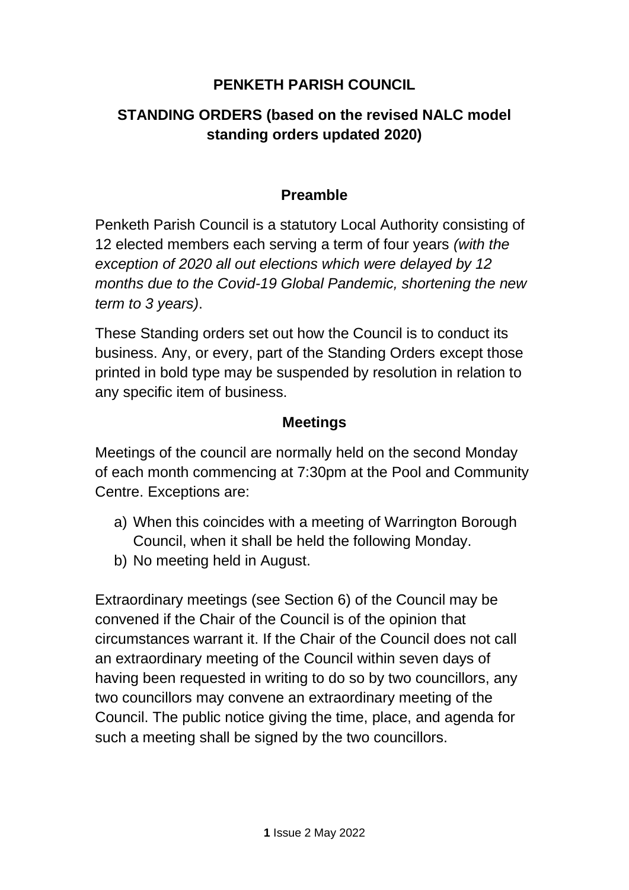# PENKETH PARISH COUNCIL

## STANDING ORDERS (based on the revised NALC model standing orders updated 2020)

### Preamble

Penketh Parish Council is a statutory Local Authority consisting of 12 elected members each serving a term of four years *(with the exception of 2020 all out elections which were delayed by 12 months due to the Covid-19 Global Pandemic, shortening the new term to 3 years)*.

These Standing orders set out how the Council is to conduct its business. Any, or every, part of the Standing Orders except those printed in bold type may be suspended by resolution in relation to any specific item of business.

### Meetings

Meetings of the council are normally held on the second Monday of each month commencing at 7:30pm at the Pool and Community Centre. Exceptions are:

a) When this coincides with a meeting of Warrington Borough Council, when it shall be held the following Monday.
b) No meeting held in August.

Extraordinary meetings (see Section 6) of the Council may be convened if the Chair of the Council is of the opinion that circumstances warrant it. If the Chair of the Council does not call an extraordinary meeting of the Council within seven days of having been requested in writing to do so by two councillors, any two councillors may convene an extraordinary meeting of the Council. The public notice giving the time, place, and agenda for such a meeting shall be signed by the two councillors.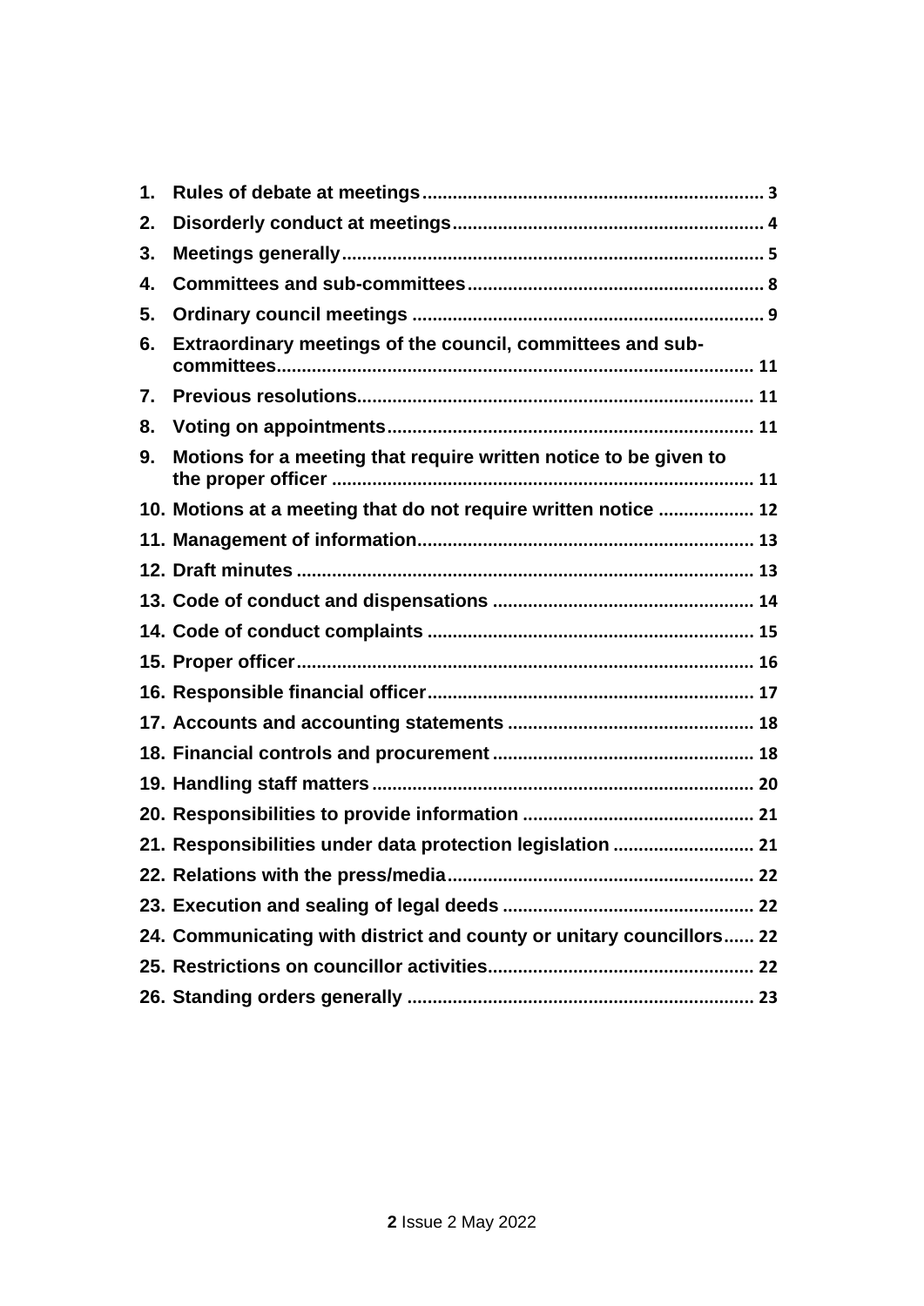1. **Rules of debate at meetings** ... 3
2. **Disorderly conduct at meetings** ... 4
3. **Meetings generally** ... 5
4. **Committees and sub-committees** ... 8
5. **Ordinary council meetings** ... 9
6. **Extraordinary meetings of the council, committees and sub-committees** ... 11
7. **Previous resolutions** ... 11
8. **Voting on appointments** ... 11
9. **Motions for a meeting that require written notice to be given to the proper officer** ... 11
10. **Motions at a meeting that do not require written notice** ... 12
11. **Management of information** ... 13
12. **Draft minutes** ... 13
13. **Code of conduct and dispensations** ... 14
14. **Code of conduct complaints** ... 15
15. **Proper officer** ... 16
16. **Responsible financial officer** ... 17
17. **Accounts and accounting statements** ... 18
18. **Financial controls and procurement** ... 18
19. **Handling staff matters** ... 20
20. **Responsibilities to provide information** ... 21
21. **Responsibilities under data protection legislation** ... 21
22. **Relations with the press/media** ... 22
23. **Execution and sealing of legal deeds** ... 22
24. **Communicating with district and county or unitary councillors** ... 22
25. **Restrictions on councillor activities** ... 22
26. **Standing orders generally** ... 23

Issue 2 May 2022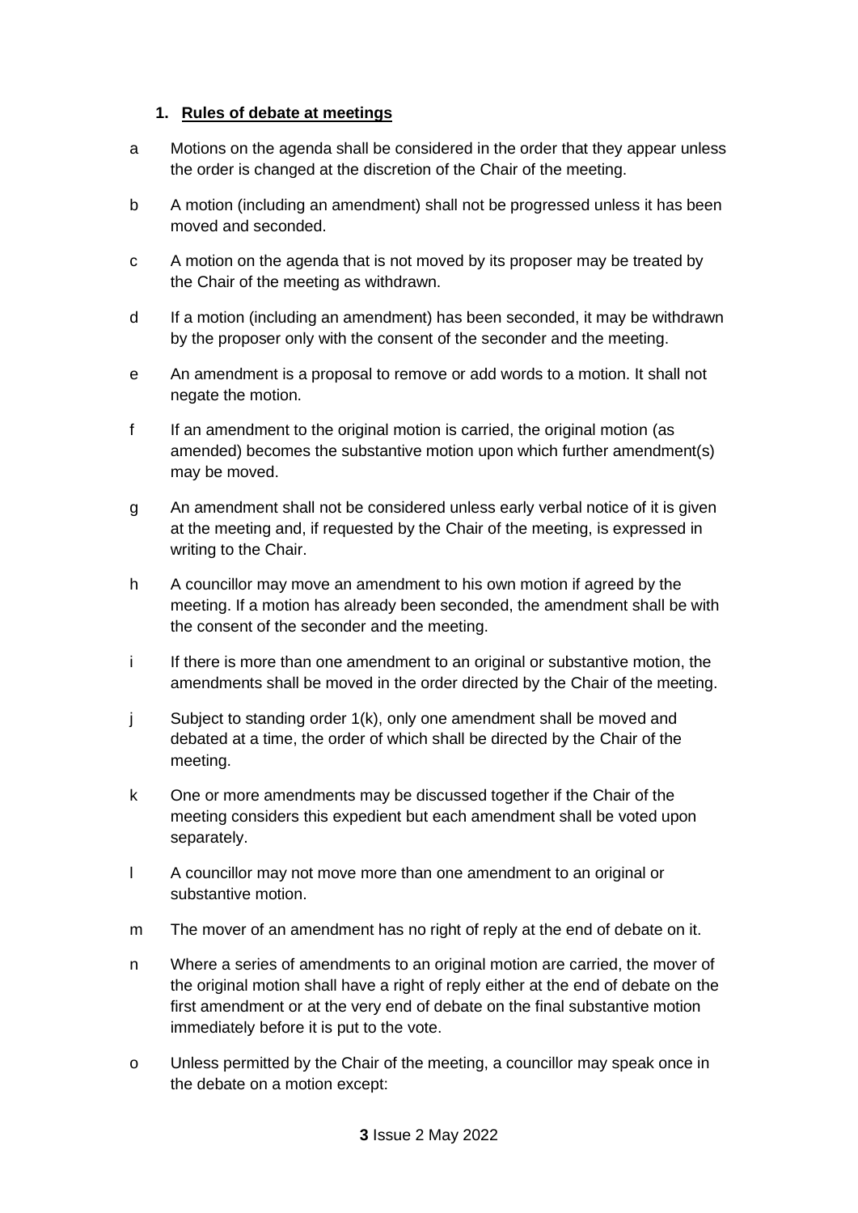## 1. Rules of debate at meetings

a Motions on the agenda shall be considered in the order that they appear unless the order is changed at the discretion of the Chair of the meeting.

b A motion (including an amendment) shall not be progressed unless it has been moved and seconded.

c A motion on the agenda that is not moved by its proposer may be treated by the Chair of the meeting as withdrawn.

d If a motion (including an amendment) has been seconded, it may be withdrawn by the proposer only with the consent of the seconder and the meeting.

e An amendment is a proposal to remove or add words to a motion. It shall not negate the motion.

f If an amendment to the original motion is carried, the original motion (as amended) becomes the substantive motion upon which further amendment(s) may be moved.

g An amendment shall not be considered unless early verbal notice of it is given at the meeting and, if requested by the Chair of the meeting, is expressed in writing to the Chair.

h A councillor may move an amendment to his own motion if agreed by the meeting. If a motion has already been seconded, the amendment shall be with the consent of the seconder and the meeting.

i If there is more than one amendment to an original or substantive motion, the amendments shall be moved in the order directed by the Chair of the meeting.

j Subject to standing order 1(k), only one amendment shall be moved and debated at a time, the order of which shall be directed by the Chair of the meeting.

k One or more amendments may be discussed together if the Chair of the meeting considers this expedient but each amendment shall be voted upon separately.

l A councillor may not move more than one amendment to an original or substantive motion.

m The mover of an amendment has no right of reply at the end of debate on it.

n Where a series of amendments to an original motion are carried, the mover of the original motion shall have a right of reply either at the end of debate on the first amendment or at the very end of debate on the final substantive motion immediately before it is put to the vote.

o Unless permitted by the Chair of the meeting, a councillor may speak once in the debate on a motion except: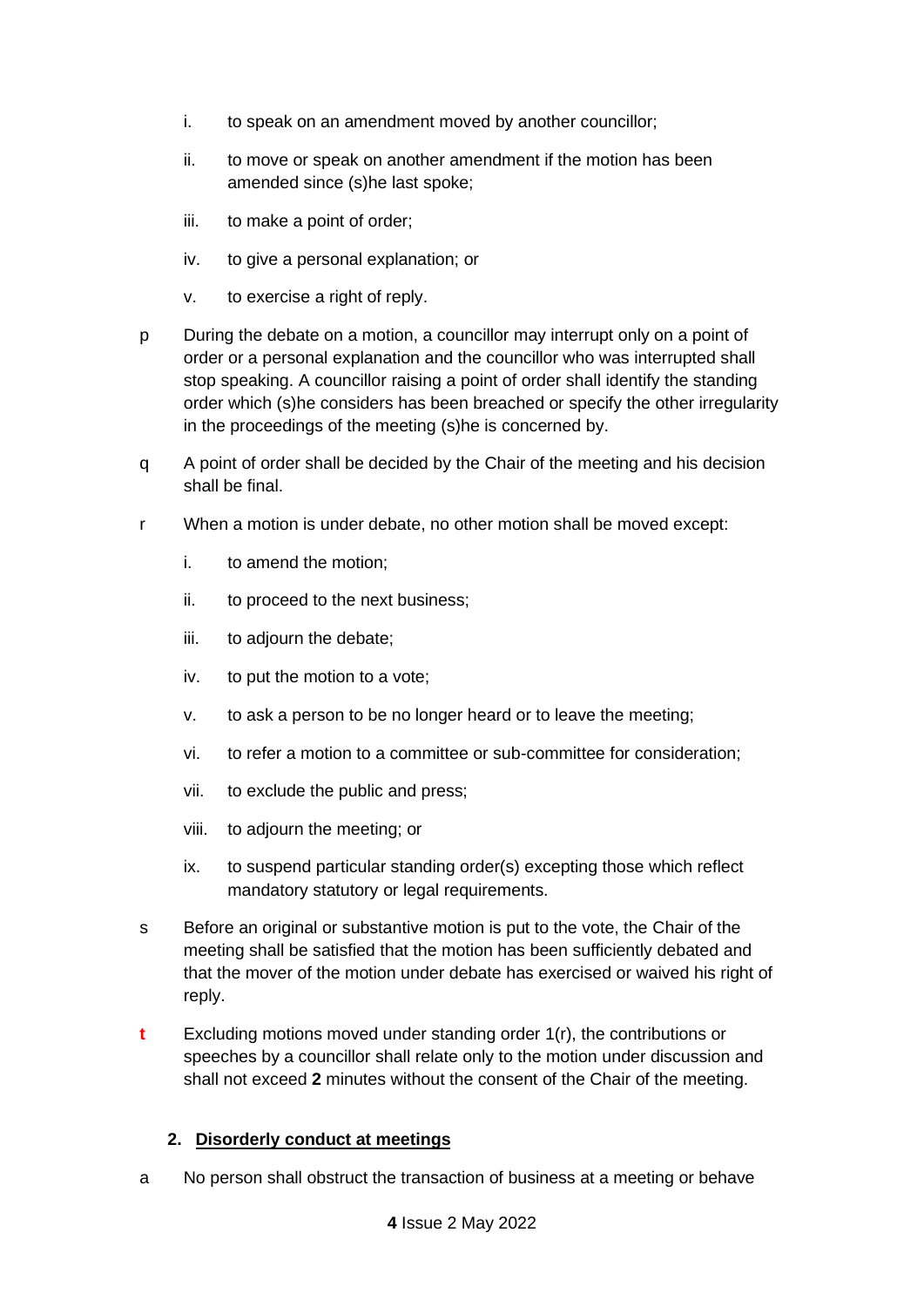i. to speak on an amendment moved by another councillor;

ii. to move or speak on another amendment if the motion has been amended since (s)he last spoke;

iii. to make a point of order;

iv. to give a personal explanation; or

v. to exercise a right of reply.

p During the debate on a motion, a councillor may interrupt only on a point of order or a personal explanation and the councillor who was interrupted shall stop speaking. A councillor raising a point of order shall identify the standing order which (s)he considers has been breached or specify the other irregularity in the proceedings of the meeting (s)he is concerned by.

q A point of order shall be decided by the Chair of the meeting and his decision shall be final.

r When a motion is under debate, no other motion shall be moved except:

i. to amend the motion;

ii. to proceed to the next business;

iii. to adjourn the debate;

iv. to put the motion to a vote;

v. to ask a person to be no longer heard or to leave the meeting;

vi. to refer a motion to a committee or sub-committee for consideration;

vii. to exclude the public and press;

viii. to adjourn the meeting; or

ix. to suspend particular standing order(s) excepting those which reflect mandatory statutory or legal requirements.

s Before an original or substantive motion is put to the vote, the Chair of the meeting shall be satisfied that the motion has been sufficiently debated and that the mover of the motion under debate has exercised or waived his right of reply.

t Excluding motions moved under standing order 1(r), the contributions or speeches by a councillor shall relate only to the motion under discussion and shall not exceed **2** minutes without the consent of the Chair of the meeting.

## 2. Disorderly conduct at meetings

a No person shall obstruct the transaction of business at a meeting or behave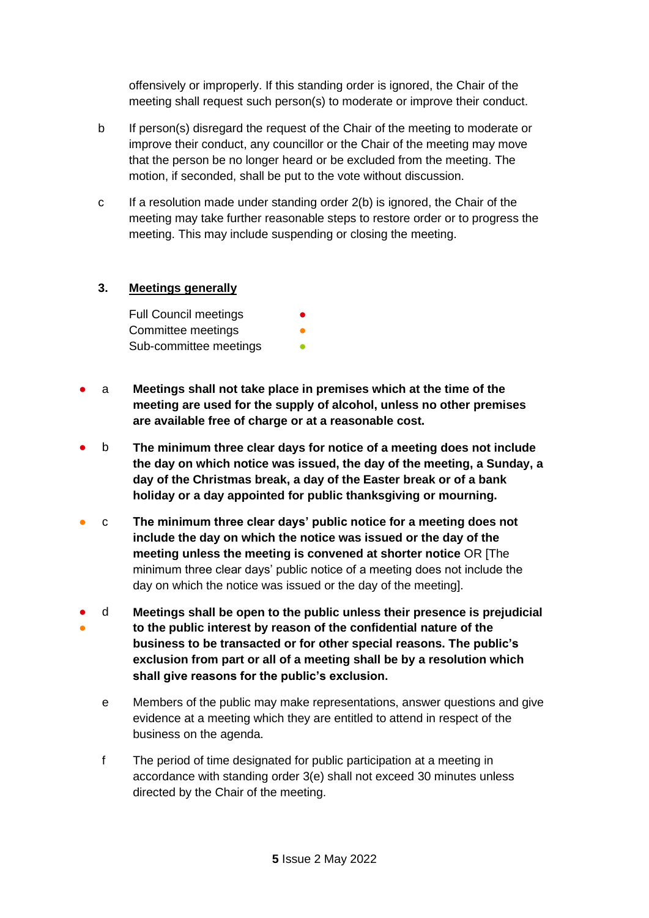offensively or improperly. If this standing order is ignored, the Chair of the meeting shall request such person(s) to moderate or improve their conduct.

b If person(s) disregard the request of the Chair of the meeting to moderate or improve their conduct, any councillor or the Chair of the meeting may move that the person be no longer heard or be excluded from the meeting. The motion, if seconded, shall be put to the vote without discussion.

c If a resolution made under standing order 2(b) is ignored, the Chair of the meeting may take further reasonable steps to restore order or to progress the meeting. This may include suspending or closing the meeting.

## 3. Meetings generally

Full Council meetings ●
Committee meetings ●
Sub-committee meetings ●

● a **Meetings shall not take place in premises which at the time of the meeting are used for the supply of alcohol, unless no other premises are available free of charge or at a reasonable cost.**

● b **The minimum three clear days for notice of a meeting does not include the day on which notice was issued, the day of the meeting, a Sunday, a day of the Christmas break, a day of the Easter break or of a bank holiday or a day appointed for public thanksgiving or mourning.**

● c **The minimum three clear days' public notice for a meeting does not include the day on which the notice was issued or the day of the meeting unless the meeting is convened at shorter notice** OR [The minimum three clear days' public notice of a meeting does not include the day on which the notice was issued or the day of the meeting].

● ● d **Meetings shall be open to the public unless their presence is prejudicial to the public interest by reason of the confidential nature of the business to be transacted or for other special reasons. The public's exclusion from part or all of a meeting shall be by a resolution which shall give reasons for the public's exclusion.**

e Members of the public may make representations, answer questions and give evidence at a meeting which they are entitled to attend in respect of the business on the agenda.

f The period of time designated for public participation at a meeting in accordance with standing order 3(e) shall not exceed 30 minutes unless directed by the Chair of the meeting.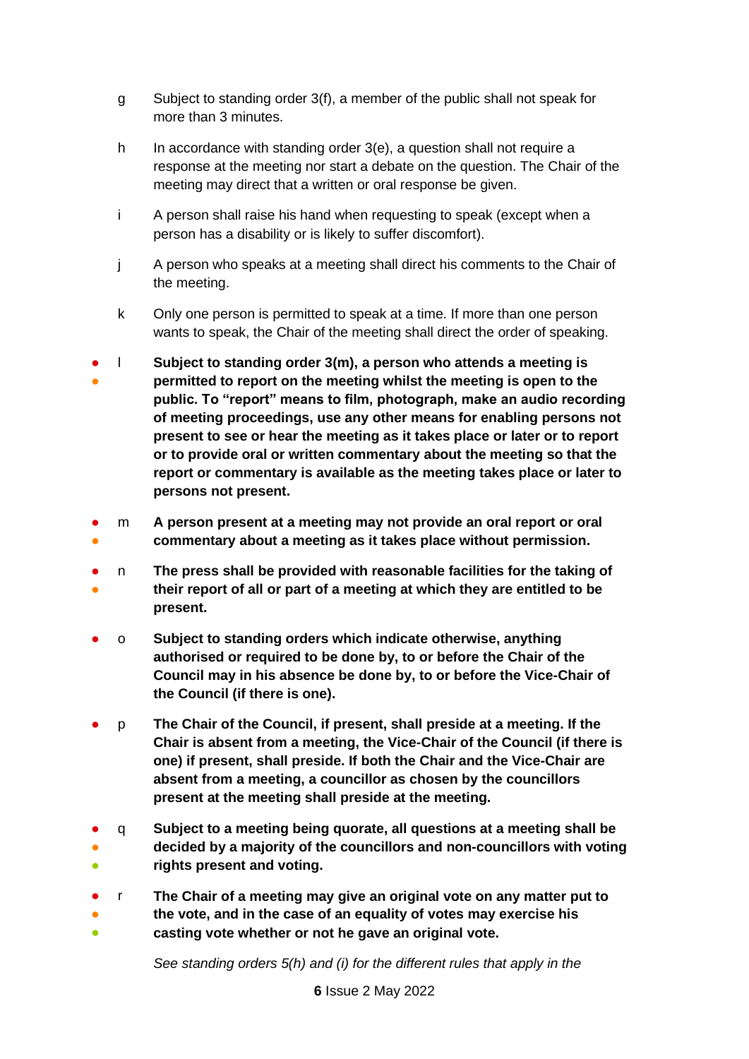g Subject to standing order 3(f), a member of the public shall not speak for more than 3 minutes.

h In accordance with standing order 3(e), a question shall not require a response at the meeting nor start a debate on the question. The Chair of the meeting may direct that a written or oral response be given.

i A person shall raise his hand when requesting to speak (except when a person has a disability or is likely to suffer discomfort).

j A person who speaks at a meeting shall direct his comments to the Chair of the meeting.

k Only one person is permitted to speak at a time. If more than one person wants to speak, the Chair of the meeting shall direct the order of speaking.

● ● l **Subject to standing order 3(m), a person who attends a meeting is permitted to report on the meeting whilst the meeting is open to the public. To "report" means to film, photograph, make an audio recording of meeting proceedings, use any other means for enabling persons not present to see or hear the meeting as it takes place or later or to report or to provide oral or written commentary about the meeting so that the report or commentary is available as the meeting takes place or later to persons not present.**

● ● m **A person present at a meeting may not provide an oral report or oral commentary about a meeting as it takes place without permission.**

● ● n **The press shall be provided with reasonable facilities for the taking of their report of all or part of a meeting at which they are entitled to be present.**

● o **Subject to standing orders which indicate otherwise, anything authorised or required to be done by, to or before the Chair of the Council may in his absence be done by, to or before the Vice-Chair of the Council (if there is one).**

● p **The Chair of the Council, if present, shall preside at a meeting. If the Chair is absent from a meeting, the Vice-Chair of the Council (if there is one) if present, shall preside. If both the Chair and the Vice-Chair are absent from a meeting, a councillor as chosen by the councillors present at the meeting shall preside at the meeting.**

● ● ● q **Subject to a meeting being quorate, all questions at a meeting shall be decided by a majority of the councillors and non-councillors with voting rights present and voting.**

● ● ● r **The Chair of a meeting may give an original vote on any matter put to the vote, and in the case of an equality of votes may exercise his casting vote whether or not he gave an original vote.**

*See standing orders 5(h) and (i) for the different rules that apply in the*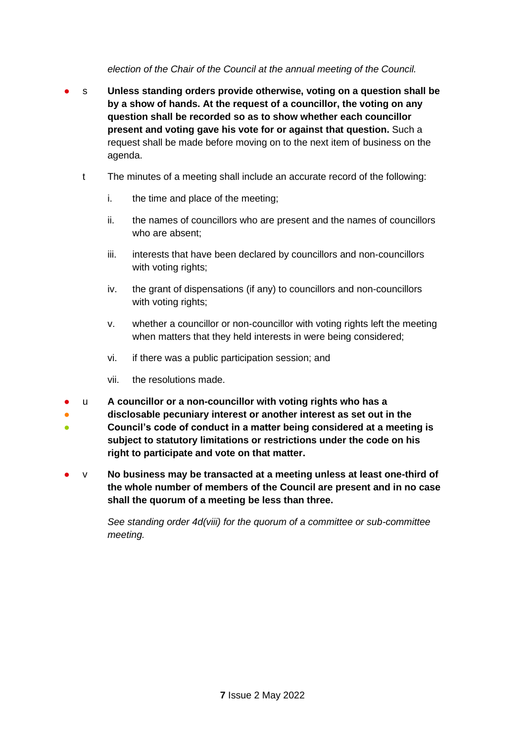*election of the Chair of the Council at the annual meeting of the Council.*

● s **Unless standing orders provide otherwise, voting on a question shall be by a show of hands. At the request of a councillor, the voting on any question shall be recorded so as to show whether each councillor present and voting gave his vote for or against that question.** Such a request shall be made before moving on to the next item of business on the agenda.

t The minutes of a meeting shall include an accurate record of the following:

i. the time and place of the meeting;

ii. the names of councillors who are present and the names of councillors who are absent;

iii. interests that have been declared by councillors and non-councillors with voting rights;

iv. the grant of dispensations (if any) to councillors and non-councillors with voting rights;

v. whether a councillor or non-councillor with voting rights left the meeting when matters that they held interests in were being considered;

vi. if there was a public participation session; and

vii. the resolutions made.

● ● ● u **A councillor or a non-councillor with voting rights who has a disclosable pecuniary interest or another interest as set out in the Council's code of conduct in a matter being considered at a meeting is subject to statutory limitations or restrictions under the code on his right to participate and vote on that matter.**

● v **No business may be transacted at a meeting unless at least one-third of the whole number of members of the Council are present and in no case shall the quorum of a meeting be less than three.**

*See standing order 4d(viii) for the quorum of a committee or sub-committee meeting.*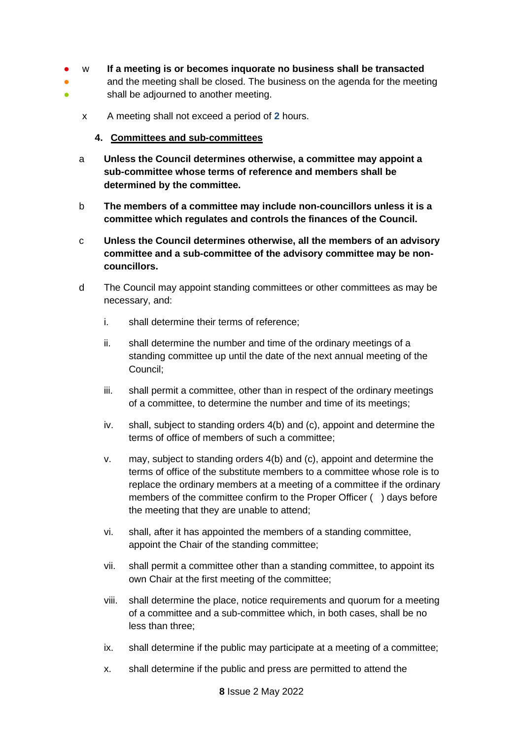w **If a meeting is or becomes inquorate no business shall be transacted** and the meeting shall be closed. The business on the agenda for the meeting shall be adjourned to another meeting.

x A meeting shall not exceed a period of **2** hours.

#### 4. Committees and sub-committees

a **Unless the Council determines otherwise, a committee may appoint a sub-committee whose terms of reference and members shall be determined by the committee.**

b **The members of a committee may include non-councillors unless it is a committee which regulates and controls the finances of the Council.**

c **Unless the Council determines otherwise, all the members of an advisory committee and a sub-committee of the advisory committee may be non-councillors.**

d The Council may appoint standing committees or other committees as may be necessary, and:

i. shall determine their terms of reference;

ii. shall determine the number and time of the ordinary meetings of a standing committee up until the date of the next annual meeting of the Council;

iii. shall permit a committee, other than in respect of the ordinary meetings of a committee, to determine the number and time of its meetings;

iv. shall, subject to standing orders 4(b) and (c), appoint and determine the terms of office of members of such a committee;

v. may, subject to standing orders 4(b) and (c), appoint and determine the terms of office of the substitute members to a committee whose role is to replace the ordinary members at a meeting of a committee if the ordinary members of the committee confirm to the Proper Officer (   ) days before the meeting that they are unable to attend;

vi. shall, after it has appointed the members of a standing committee, appoint the Chair of the standing committee;

vii. shall permit a committee other than a standing committee, to appoint its own Chair at the first meeting of the committee;

viii. shall determine the place, notice requirements and quorum for a meeting of a committee and a sub-committee which, in both cases, shall be no less than three;

ix. shall determine if the public may participate at a meeting of a committee;

x. shall determine if the public and press are permitted to attend the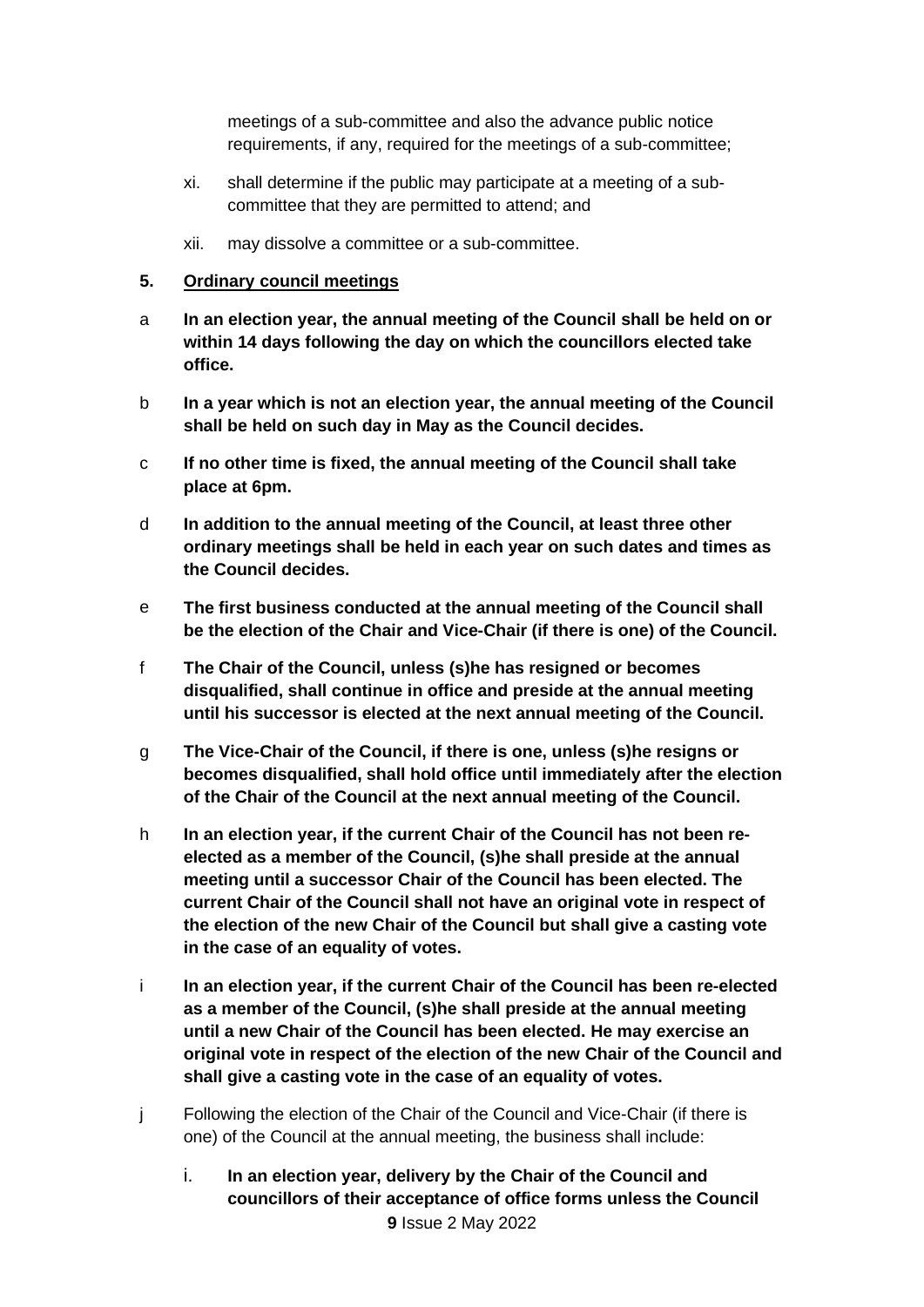meetings of a sub-committee and also the advance public notice requirements, if any, required for the meetings of a sub-committee;

xi. shall determine if the public may participate at a meeting of a sub-committee that they are permitted to attend; and

xii. may dissolve a committee or a sub-committee.

**5. <u>Ordinary council meetings</u>**

a **In an election year, the annual meeting of the Council shall be held on or within 14 days following the day on which the councillors elected take office.**

b **In a year which is not an election year, the annual meeting of the Council shall be held on such day in May as the Council decides.**

c **If no other time is fixed, the annual meeting of the Council shall take place at 6pm.**

d **In addition to the annual meeting of the Council, at least three other ordinary meetings shall be held in each year on such dates and times as the Council decides.**

e **The first business conducted at the annual meeting of the Council shall be the election of the Chair and Vice-Chair (if there is one) of the Council.**

f **The Chair of the Council, unless (s)he has resigned or becomes disqualified, shall continue in office and preside at the annual meeting until his successor is elected at the next annual meeting of the Council.**

g **The Vice-Chair of the Council, if there is one, unless (s)he resigns or becomes disqualified, shall hold office until immediately after the election of the Chair of the Council at the next annual meeting of the Council.**

h **In an election year, if the current Chair of the Council has not been re-elected as a member of the Council, (s)he shall preside at the annual meeting until a successor Chair of the Council has been elected. The current Chair of the Council shall not have an original vote in respect of the election of the new Chair of the Council but shall give a casting vote in the case of an equality of votes.**

i **In an election year, if the current Chair of the Council has been re-elected as a member of the Council, (s)he shall preside at the annual meeting until a new Chair of the Council has been elected. He may exercise an original vote in respect of the election of the new Chair of the Council and shall give a casting vote in the case of an equality of votes.**

j Following the election of the Chair of the Council and Vice-Chair (if there is one) of the Council at the annual meeting, the business shall include:

i. **In an election year, delivery by the Chair of the Council and councillors of their acceptance of office forms unless the Council**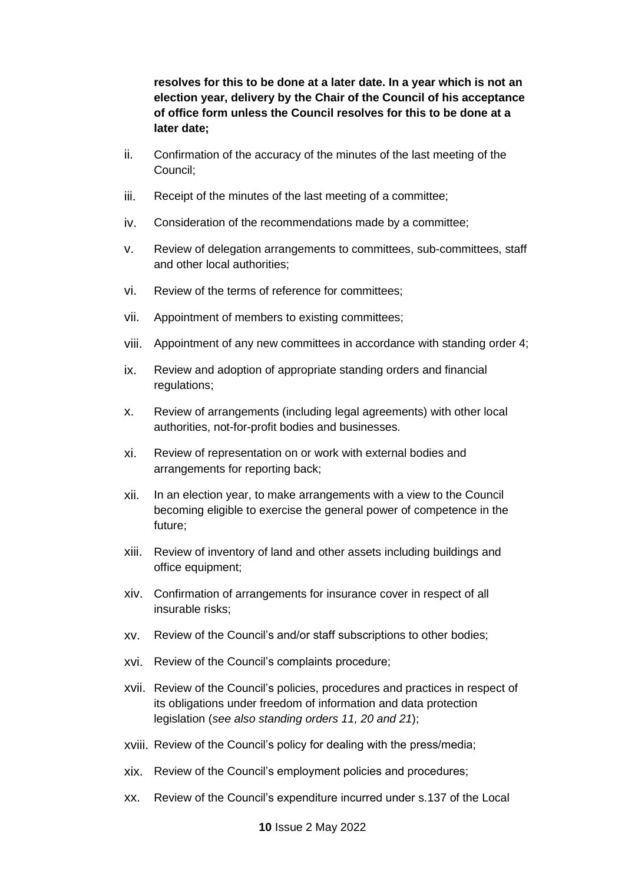**resolves for this to be done at a later date. In a year which is not an election year, delivery by the Chair of the Council of his acceptance of office form unless the Council resolves for this to be done at a later date;**

ii. Confirmation of the accuracy of the minutes of the last meeting of the Council;

iii. Receipt of the minutes of the last meeting of a committee;

iv. Consideration of the recommendations made by a committee;

v. Review of delegation arrangements to committees, sub-committees, staff and other local authorities;

vi. Review of the terms of reference for committees;

vii. Appointment of members to existing committees;

viii. Appointment of any new committees in accordance with standing order 4;

ix. Review and adoption of appropriate standing orders and financial regulations;

x. Review of arrangements (including legal agreements) with other local authorities, not-for-profit bodies and businesses.

xi. Review of representation on or work with external bodies and arrangements for reporting back;

xii. In an election year, to make arrangements with a view to the Council becoming eligible to exercise the general power of competence in the future;

xiii. Review of inventory of land and other assets including buildings and office equipment;

xiv. Confirmation of arrangements for insurance cover in respect of all insurable risks;

xv. Review of the Council's and/or staff subscriptions to other bodies;

xvi. Review of the Council's complaints procedure;

xvii. Review of the Council's policies, procedures and practices in respect of its obligations under freedom of information and data protection legislation (*see also standing orders 11, 20 and 21*);

xviii. Review of the Council's policy for dealing with the press/media;

xix. Review of the Council's employment policies and procedures;

xx. Review of the Council's expenditure incurred under s.137 of the Local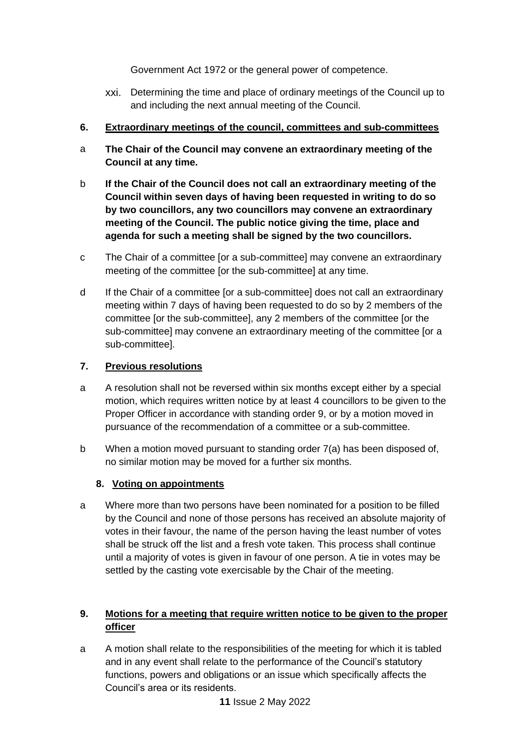Government Act 1972 or the general power of competence.

xxi. Determining the time and place of ordinary meetings of the Council up to and including the next annual meeting of the Council.

**6. Extraordinary meetings of the council, committees and sub-committees**

a **The Chair of the Council may convene an extraordinary meeting of the Council at any time.**

b **If the Chair of the Council does not call an extraordinary meeting of the Council within seven days of having been requested in writing to do so by two councillors, any two councillors may convene an extraordinary meeting of the Council. The public notice giving the time, place and agenda for such a meeting shall be signed by the two councillors.**

c The Chair of a committee [or a sub-committee] may convene an extraordinary meeting of the committee [or the sub-committee] at any time.

d If the Chair of a committee [or a sub-committee] does not call an extraordinary meeting within 7 days of having been requested to do so by 2 members of the committee [or the sub-committee], any 2 members of the committee [or the sub-committee] may convene an extraordinary meeting of the committee [or a sub-committee].

**7. Previous resolutions**

a A resolution shall not be reversed within six months except either by a special motion, which requires written notice by at least 4 councillors to be given to the Proper Officer in accordance with standing order 9, or by a motion moved in pursuance of the recommendation of a committee or a sub-committee.

b When a motion moved pursuant to standing order 7(a) has been disposed of, no similar motion may be moved for a further six months.

**8. Voting on appointments**

a Where more than two persons have been nominated for a position to be filled by the Council and none of those persons has received an absolute majority of votes in their favour, the name of the person having the least number of votes shall be struck off the list and a fresh vote taken. This process shall continue until a majority of votes is given in favour of one person. A tie in votes may be settled by the casting vote exercisable by the Chair of the meeting.

**9. Motions for a meeting that require written notice to be given to the proper officer**

a A motion shall relate to the responsibilities of the meeting for which it is tabled and in any event shall relate to the performance of the Council's statutory functions, powers and obligations or an issue which specifically affects the Council's area or its residents.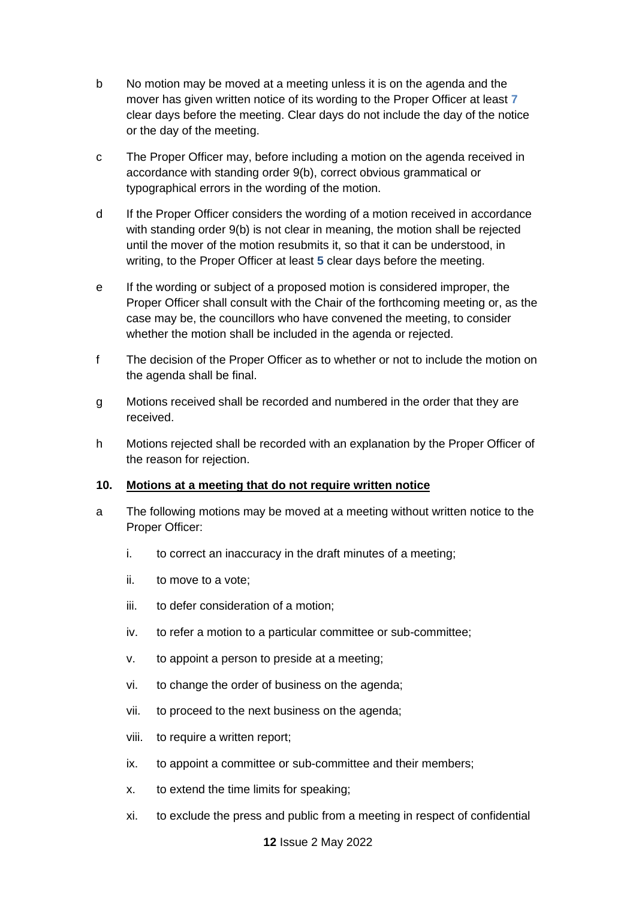b No motion may be moved at a meeting unless it is on the agenda and the mover has given written notice of its wording to the Proper Officer at least **7** clear days before the meeting. Clear days do not include the day of the notice or the day of the meeting.

c The Proper Officer may, before including a motion on the agenda received in accordance with standing order 9(b), correct obvious grammatical or typographical errors in the wording of the motion.

d If the Proper Officer considers the wording of a motion received in accordance with standing order 9(b) is not clear in meaning, the motion shall be rejected until the mover of the motion resubmits it, so that it can be understood, in writing, to the Proper Officer at least **5** clear days before the meeting.

e If the wording or subject of a proposed motion is considered improper, the Proper Officer shall consult with the Chair of the forthcoming meeting or, as the case may be, the councillors who have convened the meeting, to consider whether the motion shall be included in the agenda or rejected.

f The decision of the Proper Officer as to whether or not to include the motion on the agenda shall be final.

g Motions received shall be recorded and numbered in the order that they are received.

h Motions rejected shall be recorded with an explanation by the Proper Officer of the reason for rejection.

**10. Motions at a meeting that do not require written notice**

a The following motions may be moved at a meeting without written notice to the Proper Officer:

i. to correct an inaccuracy in the draft minutes of a meeting;

ii. to move to a vote;

iii. to defer consideration of a motion;

iv. to refer a motion to a particular committee or sub-committee;

v. to appoint a person to preside at a meeting;

vi. to change the order of business on the agenda;

vii. to proceed to the next business on the agenda;

viii. to require a written report;

ix. to appoint a committee or sub-committee and their members;

x. to extend the time limits for speaking;

xi. to exclude the press and public from a meeting in respect of confidential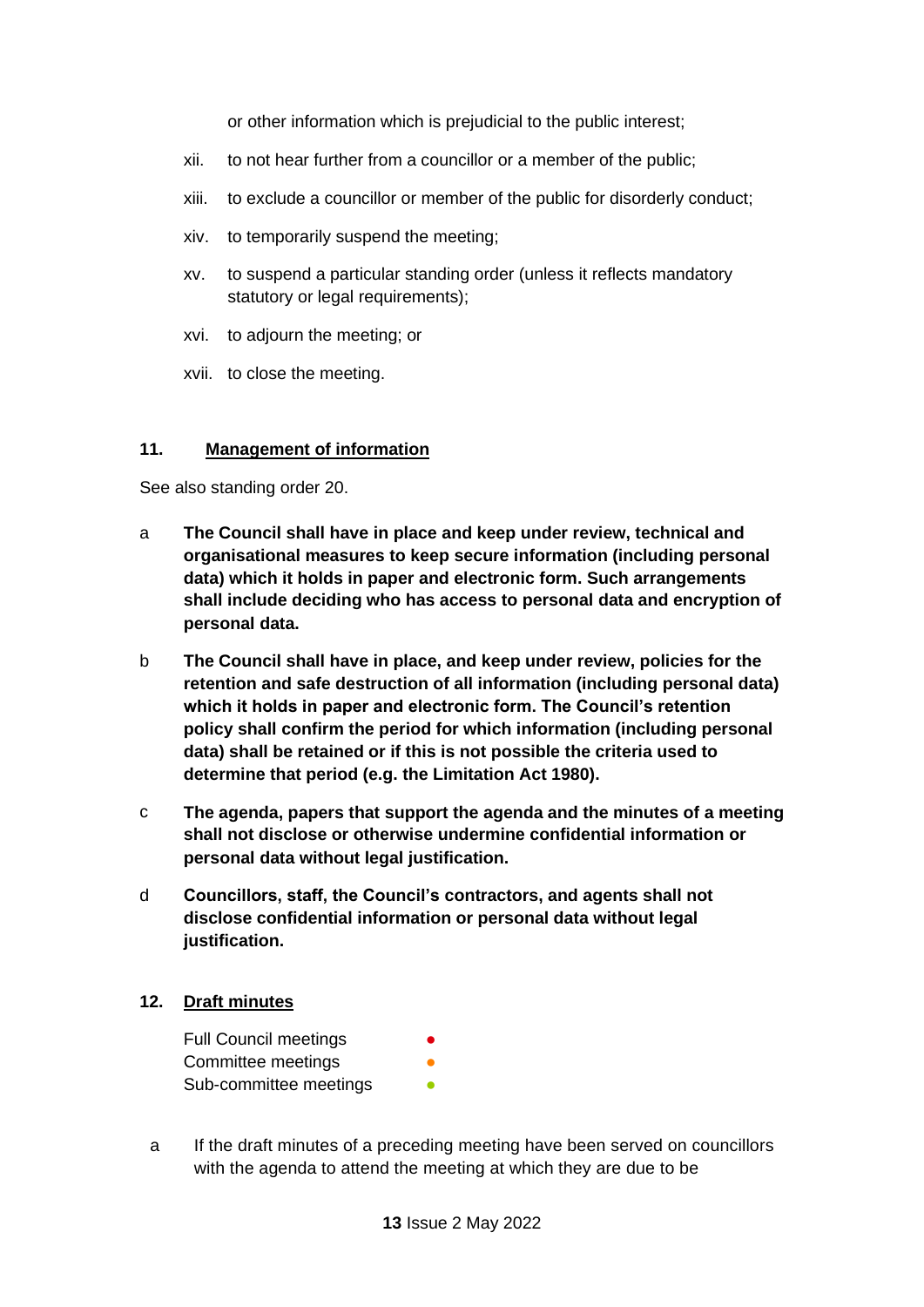or other information which is prejudicial to the public interest;

xii. to not hear further from a councillor or a member of the public;

xiii. to exclude a councillor or member of the public for disorderly conduct;

xiv. to temporarily suspend the meeting;

xv. to suspend a particular standing order (unless it reflects mandatory statutory or legal requirements);

xvi. to adjourn the meeting; or

xvii. to close the meeting.

## 11. Management of information

See also standing order 20.

a **The Council shall have in place and keep under review, technical and organisational measures to keep secure information (including personal data) which it holds in paper and electronic form. Such arrangements shall include deciding who has access to personal data and encryption of personal data.**

b **The Council shall have in place, and keep under review, policies for the retention and safe destruction of all information (including personal data) which it holds in paper and electronic form. The Council's retention policy shall confirm the period for which information (including personal data) shall be retained or if this is not possible the criteria used to determine that period (e.g. the Limitation Act 1980).**

c **The agenda, papers that support the agenda and the minutes of a meeting shall not disclose or otherwise undermine confidential information or personal data without legal justification.**

d **Councillors, staff, the Council's contractors, and agents shall not disclose confidential information or personal data without legal justification.**

## 12. Draft minutes

Full Council meetings ●
Committee meetings ●
Sub-committee meetings ●

a If the draft minutes of a preceding meeting have been served on councillors with the agenda to attend the meeting at which they are due to be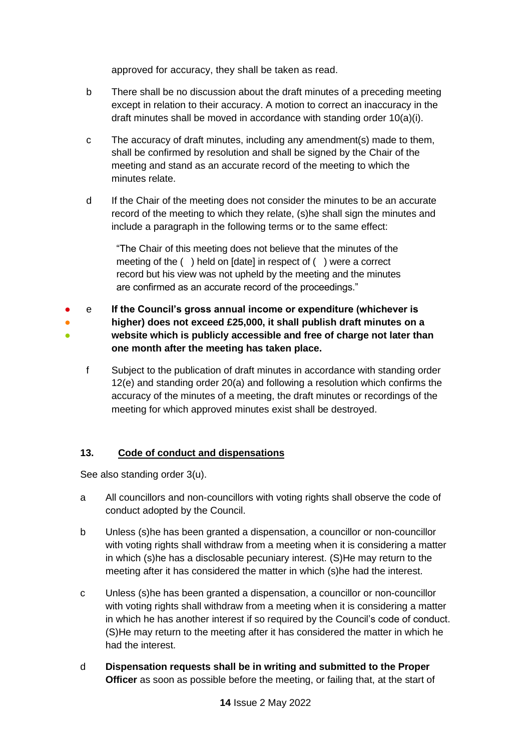approved for accuracy, they shall be taken as read.

b There shall be no discussion about the draft minutes of a preceding meeting except in relation to their accuracy. A motion to correct an inaccuracy in the draft minutes shall be moved in accordance with standing order 10(a)(i).

c The accuracy of draft minutes, including any amendment(s) made to them, shall be confirmed by resolution and shall be signed by the Chair of the meeting and stand as an accurate record of the meeting to which the minutes relate.

d If the Chair of the meeting does not consider the minutes to be an accurate record of the meeting to which they relate, (s)he shall sign the minutes and include a paragraph in the following terms or to the same effect:

> "The Chair of this meeting does not believe that the minutes of the meeting of the ( ) held on [date] in respect of ( ) were a correct record but his view was not upheld by the meeting and the minutes are confirmed as an accurate record of the proceedings."

- - - e **If the Council's gross annual income or expenditure (whichever is higher) does not exceed £25,000, it shall publish draft minutes on a website which is publicly accessible and free of charge not later than one month after the meeting has taken place.**

f Subject to the publication of draft minutes in accordance with standing order 12(e) and standing order 20(a) and following a resolution which confirms the accuracy of the minutes of a meeting, the draft minutes or recordings of the meeting for which approved minutes exist shall be destroyed.

### 13. Code of conduct and dispensations

See also standing order 3(u).

a All councillors and non-councillors with voting rights shall observe the code of conduct adopted by the Council.

b Unless (s)he has been granted a dispensation, a councillor or non-councillor with voting rights shall withdraw from a meeting when it is considering a matter in which (s)he has a disclosable pecuniary interest. (S)He may return to the meeting after it has considered the matter in which (s)he had the interest.

c Unless (s)he has been granted a dispensation, a councillor or non-councillor with voting rights shall withdraw from a meeting when it is considering a matter in which he has another interest if so required by the Council's code of conduct. (S)He may return to the meeting after it has considered the matter in which he had the interest.

d **Dispensation requests shall be in writing and submitted to the Proper Officer** as soon as possible before the meeting, or failing that, at the start of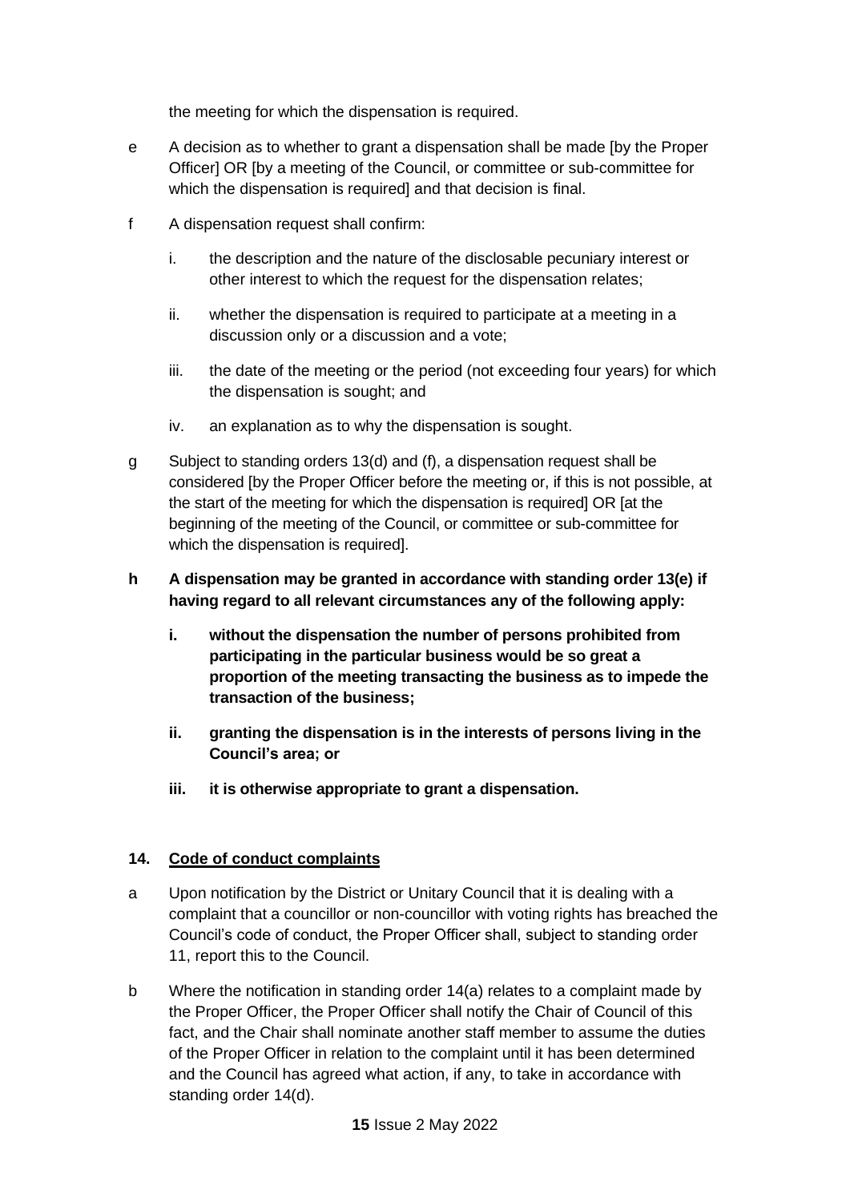the meeting for which the dispensation is required.

e A decision as to whether to grant a dispensation shall be made [by the Proper Officer] OR [by a meeting of the Council, or committee or sub-committee for which the dispensation is required] and that decision is final.

f A dispensation request shall confirm:

   i. the description and the nature of the disclosable pecuniary interest or other interest to which the request for the dispensation relates;

   ii. whether the dispensation is required to participate at a meeting in a discussion only or a discussion and a vote;

   iii. the date of the meeting or the period (not exceeding four years) for which the dispensation is sought; and

   iv. an explanation as to why the dispensation is sought.

g Subject to standing orders 13(d) and (f), a dispensation request shall be considered [by the Proper Officer before the meeting or, if this is not possible, at the start of the meeting for which the dispensation is required] OR [at the beginning of the meeting of the Council, or committee or sub-committee for which the dispensation is required].

**h A dispensation may be granted in accordance with standing order 13(e) if having regard to all relevant circumstances any of the following apply:**

   **i. without the dispensation the number of persons prohibited from participating in the particular business would be so great a proportion of the meeting transacting the business as to impede the transaction of the business;**

   **ii. granting the dispensation is in the interests of persons living in the Council's area; or**

   **iii. it is otherwise appropriate to grant a dispensation.**

## 14. Code of conduct complaints

a Upon notification by the District or Unitary Council that it is dealing with a complaint that a councillor or non-councillor with voting rights has breached the Council's code of conduct, the Proper Officer shall, subject to standing order 11, report this to the Council.

b Where the notification in standing order 14(a) relates to a complaint made by the Proper Officer, the Proper Officer shall notify the Chair of Council of this fact, and the Chair shall nominate another staff member to assume the duties of the Proper Officer in relation to the complaint until it has been determined and the Council has agreed what action, if any, to take in accordance with standing order 14(d).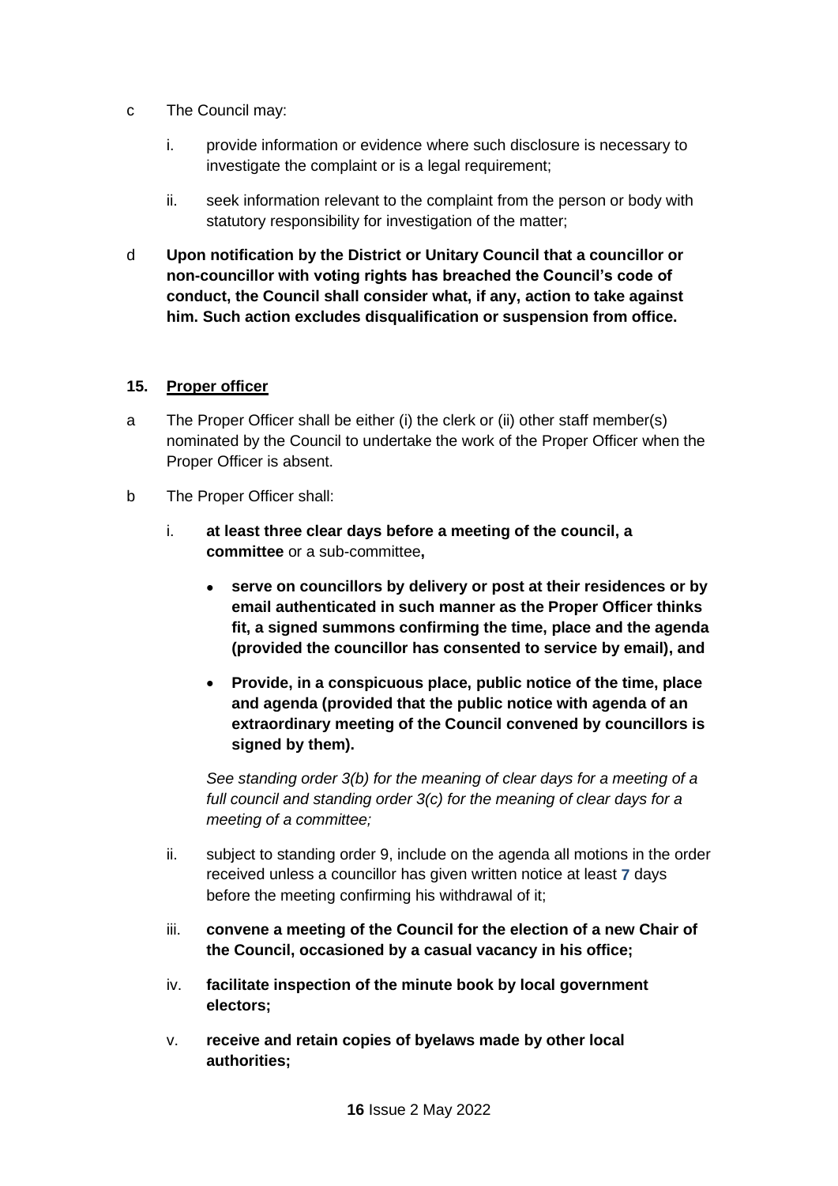c The Council may:

i. provide information or evidence where such disclosure is necessary to investigate the complaint or is a legal requirement;

ii. seek information relevant to the complaint from the person or body with statutory responsibility for investigation of the matter;

d **Upon notification by the District or Unitary Council that a councillor or non-councillor with voting rights has breached the Council's code of conduct, the Council shall consider what, if any, action to take against him. Such action excludes disqualification or suspension from office.**

## 15. Proper officer

a The Proper Officer shall be either (i) the clerk or (ii) other staff member(s) nominated by the Council to undertake the work of the Proper Officer when the Proper Officer is absent.

b The Proper Officer shall:

i. **at least three clear days before a meeting of the council, a committee** or a sub-committee**,**

- **serve on councillors by delivery or post at their residences or by email authenticated in such manner as the Proper Officer thinks fit, a signed summons confirming the time, place and the agenda (provided the councillor has consented to service by email), and**
- **Provide, in a conspicuous place, public notice of the time, place and agenda (provided that the public notice with agenda of an extraordinary meeting of the Council convened by councillors is signed by them).**

*See standing order 3(b) for the meaning of clear days for a meeting of a full council and standing order 3(c) for the meaning of clear days for a meeting of a committee;*

ii. subject to standing order 9, include on the agenda all motions in the order received unless a councillor has given written notice at least **7** days before the meeting confirming his withdrawal of it;

iii. **convene a meeting of the Council for the election of a new Chair of the Council, occasioned by a casual vacancy in his office;**

iv. **facilitate inspection of the minute book by local government electors;**

v. **receive and retain copies of byelaws made by other local authorities;**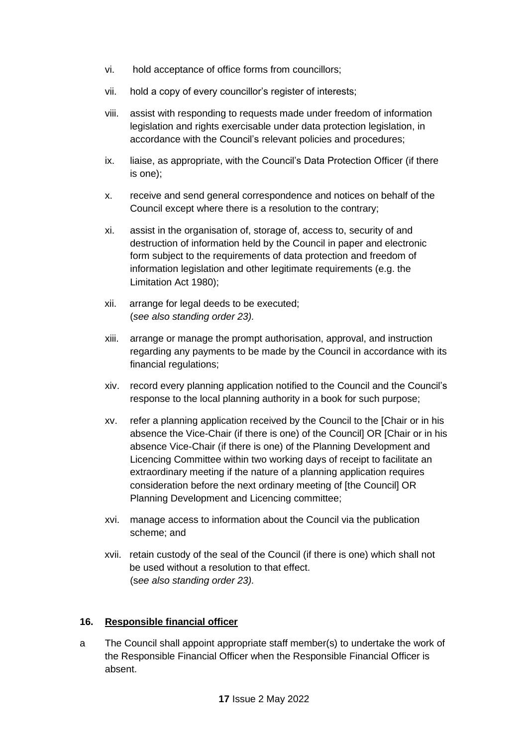vi. hold acceptance of office forms from councillors;

vii. hold a copy of every councillor's register of interests;

viii. assist with responding to requests made under freedom of information legislation and rights exercisable under data protection legislation, in accordance with the Council's relevant policies and procedures;

ix. liaise, as appropriate, with the Council's Data Protection Officer (if there is one);

x. receive and send general correspondence and notices on behalf of the Council except where there is a resolution to the contrary;

xi. assist in the organisation of, storage of, access to, security of and destruction of information held by the Council in paper and electronic form subject to the requirements of data protection and freedom of information legislation and other legitimate requirements (e.g. the Limitation Act 1980);

xii. arrange for legal deeds to be executed;
(*see also standing order 23).*

xiii. arrange or manage the prompt authorisation, approval, and instruction regarding any payments to be made by the Council in accordance with its financial regulations;

xiv. record every planning application notified to the Council and the Council's response to the local planning authority in a book for such purpose;

xv. refer a planning application received by the Council to the [Chair or in his absence the Vice-Chair (if there is one) of the Council] OR [Chair or in his absence Vice-Chair (if there is one) of the Planning Development and Licencing Committee within two working days of receipt to facilitate an extraordinary meeting if the nature of a planning application requires consideration before the next ordinary meeting of [the Council] OR Planning Development and Licencing committee;

xvi. manage access to information about the Council via the publication scheme; and

xvii. retain custody of the seal of the Council (if there is one) which shall not be used without a resolution to that effect.
(s*ee also standing order 23).*

**16. <u>Responsible financial officer</u>**

a The Council shall appoint appropriate staff member(s) to undertake the work of the Responsible Financial Officer when the Responsible Financial Officer is absent.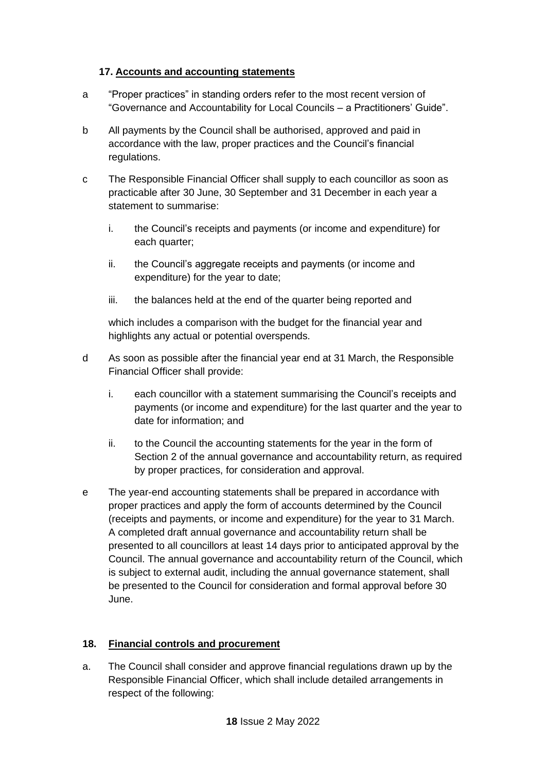## 17. Accounts and accounting statements

a "Proper practices" in standing orders refer to the most recent version of "Governance and Accountability for Local Councils – a Practitioners' Guide".

b All payments by the Council shall be authorised, approved and paid in accordance with the law, proper practices and the Council's financial regulations.

c The Responsible Financial Officer shall supply to each councillor as soon as practicable after 30 June, 30 September and 31 December in each year a statement to summarise:

  i. the Council's receipts and payments (or income and expenditure) for each quarter;

  ii. the Council's aggregate receipts and payments (or income and expenditure) for the year to date;

  iii. the balances held at the end of the quarter being reported and

  which includes a comparison with the budget for the financial year and highlights any actual or potential overspends.

d As soon as possible after the financial year end at 31 March, the Responsible Financial Officer shall provide:

  i. each councillor with a statement summarising the Council's receipts and payments (or income and expenditure) for the last quarter and the year to date for information; and

  ii. to the Council the accounting statements for the year in the form of Section 2 of the annual governance and accountability return, as required by proper practices, for consideration and approval.

e The year-end accounting statements shall be prepared in accordance with proper practices and apply the form of accounts determined by the Council (receipts and payments, or income and expenditure) for the year to 31 March. A completed draft annual governance and accountability return shall be presented to all councillors at least 14 days prior to anticipated approval by the Council. The annual governance and accountability return of the Council, which is subject to external audit, including the annual governance statement, shall be presented to the Council for consideration and formal approval before 30 June.

## 18. Financial controls and procurement

a. The Council shall consider and approve financial regulations drawn up by the Responsible Financial Officer, which shall include detailed arrangements in respect of the following: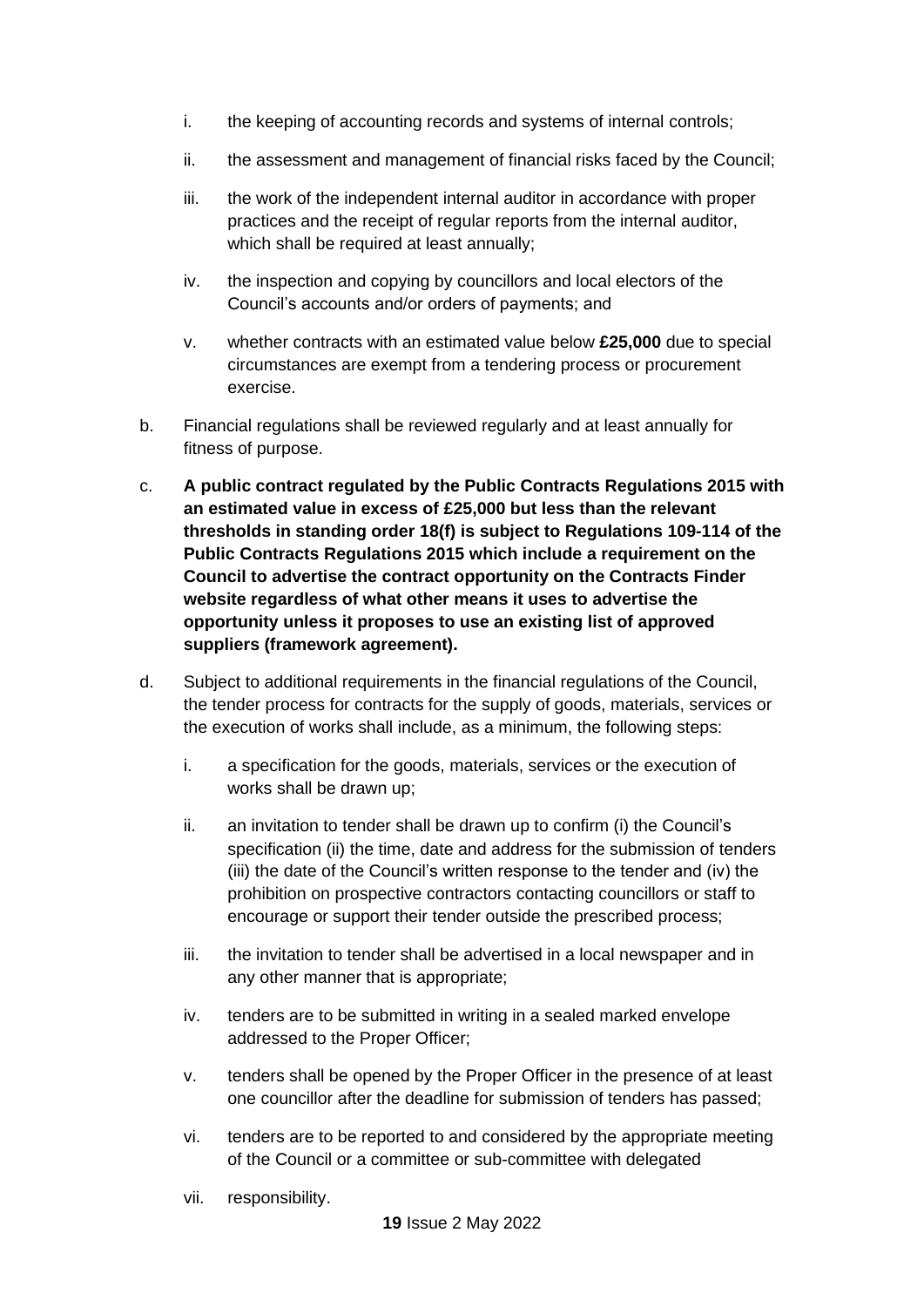i. the keeping of accounting records and systems of internal controls;

ii. the assessment and management of financial risks faced by the Council;

iii. the work of the independent internal auditor in accordance with proper practices and the receipt of regular reports from the internal auditor, which shall be required at least annually;

iv. the inspection and copying by councillors and local electors of the Council's accounts and/or orders of payments; and

v. whether contracts with an estimated value below **£25,000** due to special circumstances are exempt from a tendering process or procurement exercise.

b. Financial regulations shall be reviewed regularly and at least annually for fitness of purpose.

c. **A public contract regulated by the Public Contracts Regulations 2015 with an estimated value in excess of £25,000 but less than the relevant thresholds in standing order 18(f) is subject to Regulations 109-114 of the Public Contracts Regulations 2015 which include a requirement on the Council to advertise the contract opportunity on the Contracts Finder website regardless of what other means it uses to advertise the opportunity unless it proposes to use an existing list of approved suppliers (framework agreement).**

d. Subject to additional requirements in the financial regulations of the Council, the tender process for contracts for the supply of goods, materials, services or the execution of works shall include, as a minimum, the following steps:

i. a specification for the goods, materials, services or the execution of works shall be drawn up;

ii. an invitation to tender shall be drawn up to confirm (i) the Council's specification (ii) the time, date and address for the submission of tenders (iii) the date of the Council's written response to the tender and (iv) the prohibition on prospective contractors contacting councillors or staff to encourage or support their tender outside the prescribed process;

iii. the invitation to tender shall be advertised in a local newspaper and in any other manner that is appropriate;

iv. tenders are to be submitted in writing in a sealed marked envelope addressed to the Proper Officer;

v. tenders shall be opened by the Proper Officer in the presence of at least one councillor after the deadline for submission of tenders has passed;

vi. tenders are to be reported to and considered by the appropriate meeting of the Council or a committee or sub-committee with delegated

vii. responsibility.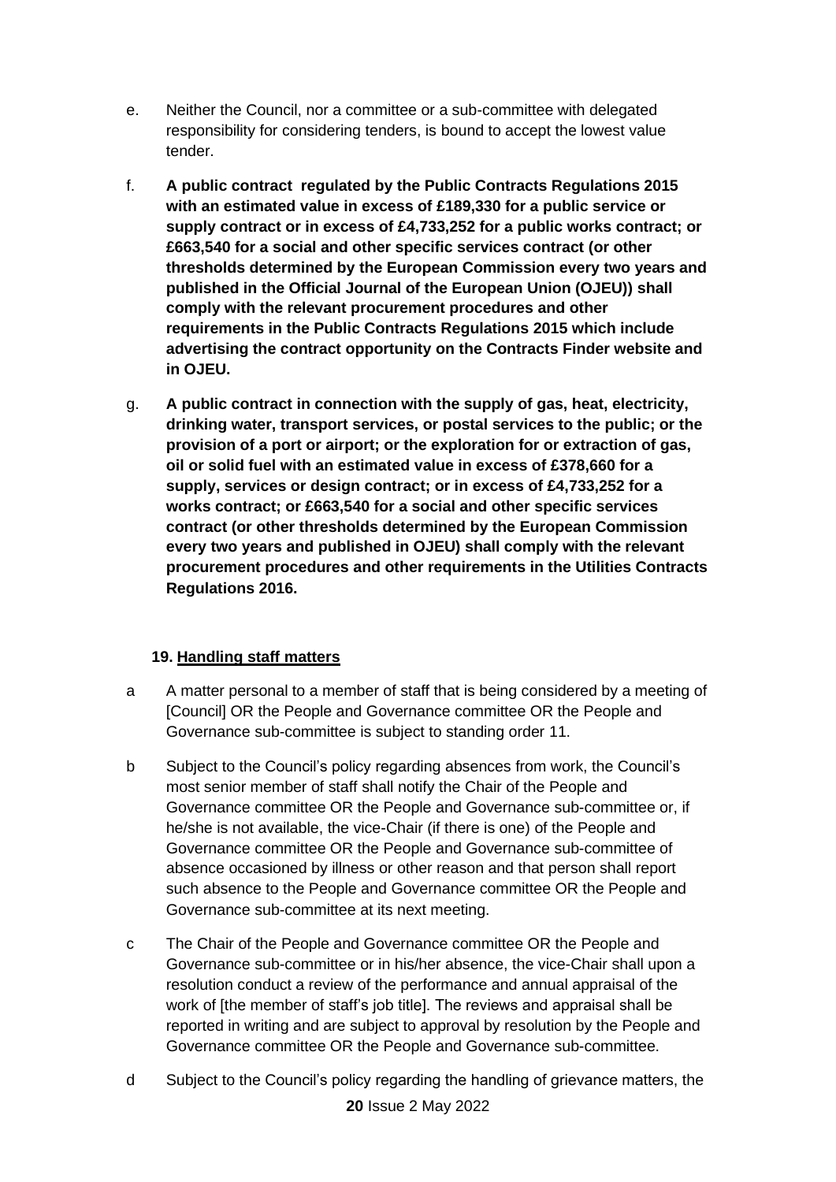e. Neither the Council, nor a committee or a sub-committee with delegated responsibility for considering tenders, is bound to accept the lowest value tender.

f. **A public contract regulated by the Public Contracts Regulations 2015 with an estimated value in excess of £189,330 for a public service or supply contract or in excess of £4,733,252 for a public works contract; or £663,540 for a social and other specific services contract (or other thresholds determined by the European Commission every two years and published in the Official Journal of the European Union (OJEU)) shall comply with the relevant procurement procedures and other requirements in the Public Contracts Regulations 2015 which include advertising the contract opportunity on the Contracts Finder website and in OJEU.**

g. **A public contract in connection with the supply of gas, heat, electricity, drinking water, transport services, or postal services to the public; or the provision of a port or airport; or the exploration for or extraction of gas, oil or solid fuel with an estimated value in excess of £378,660 for a supply, services or design contract; or in excess of £4,733,252 for a works contract; or £663,540 for a social and other specific services contract (or other thresholds determined by the European Commission every two years and published in OJEU) shall comply with the relevant procurement procedures and other requirements in the Utilities Contracts Regulations 2016.**

## 19. Handling staff matters

a A matter personal to a member of staff that is being considered by a meeting of [Council] OR the People and Governance committee OR the People and Governance sub-committee is subject to standing order 11.

b Subject to the Council's policy regarding absences from work, the Council's most senior member of staff shall notify the Chair of the People and Governance committee OR the People and Governance sub-committee or, if he/she is not available, the vice-Chair (if there is one) of the People and Governance committee OR the People and Governance sub-committee of absence occasioned by illness or other reason and that person shall report such absence to the People and Governance committee OR the People and Governance sub-committee at its next meeting.

c The Chair of the People and Governance committee OR the People and Governance sub-committee or in his/her absence, the vice-Chair shall upon a resolution conduct a review of the performance and annual appraisal of the work of [the member of staff's job title]. The reviews and appraisal shall be reported in writing and are subject to approval by resolution by the People and Governance committee OR the People and Governance sub-committee.

d Subject to the Council's policy regarding the handling of grievance matters, the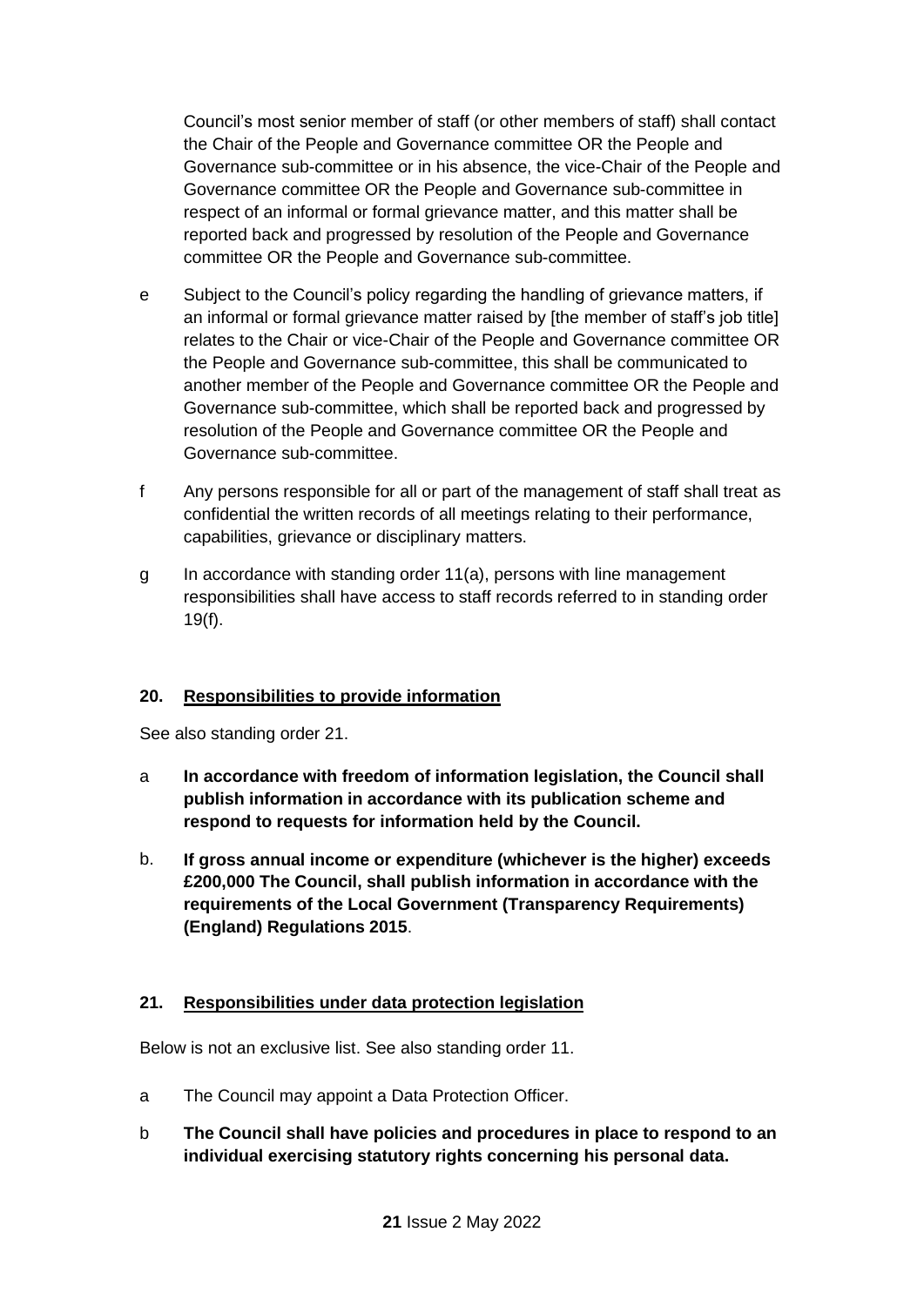Council's most senior member of staff (or other members of staff) shall contact the Chair of the People and Governance committee OR the People and Governance sub-committee or in his absence, the vice-Chair of the People and Governance committee OR the People and Governance sub-committee in respect of an informal or formal grievance matter, and this matter shall be reported back and progressed by resolution of the People and Governance committee OR the People and Governance sub-committee.

e Subject to the Council's policy regarding the handling of grievance matters, if an informal or formal grievance matter raised by [the member of staff's job title] relates to the Chair or vice-Chair of the People and Governance committee OR the People and Governance sub-committee, this shall be communicated to another member of the People and Governance committee OR the People and Governance sub-committee, which shall be reported back and progressed by resolution of the People and Governance committee OR the People and Governance sub-committee.

f Any persons responsible for all or part of the management of staff shall treat as confidential the written records of all meetings relating to their performance, capabilities, grievance or disciplinary matters.

g In accordance with standing order 11(a), persons with line management responsibilities shall have access to staff records referred to in standing order 19(f).

## 20. Responsibilities to provide information

See also standing order 21.

a **In accordance with freedom of information legislation, the Council shall publish information in accordance with its publication scheme and respond to requests for information held by the Council.**

b. **If gross annual income or expenditure (whichever is the higher) exceeds £200,000 The Council, shall publish information in accordance with the requirements of the Local Government (Transparency Requirements) (England) Regulations 2015**.

## 21. Responsibilities under data protection legislation

Below is not an exclusive list. See also standing order 11.

a The Council may appoint a Data Protection Officer.

b **The Council shall have policies and procedures in place to respond to an individual exercising statutory rights concerning his personal data.**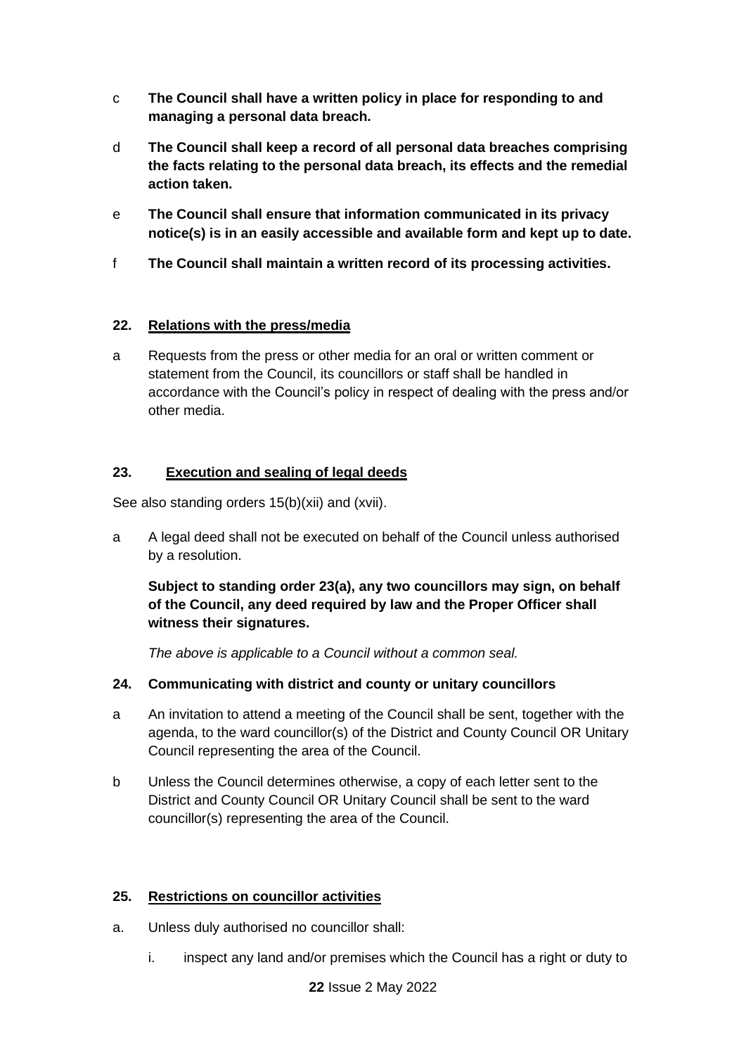c **The Council shall have a written policy in place for responding to and managing a personal data breach.**

d **The Council shall keep a record of all personal data breaches comprising the facts relating to the personal data breach, its effects and the remedial action taken.**

e **The Council shall ensure that information communicated in its privacy notice(s) is in an easily accessible and available form and kept up to date.**

f **The Council shall maintain a written record of its processing activities.**

## 22. Relations with the press/media

a Requests from the press or other media for an oral or written comment or statement from the Council, its councillors or staff shall be handled in accordance with the Council's policy in respect of dealing with the press and/or other media.

## 23. Execution and sealing of legal deeds

See also standing orders 15(b)(xii) and (xvii).

a A legal deed shall not be executed on behalf of the Council unless authorised by a resolution.

**Subject to standing order 23(a), any two councillors may sign, on behalf of the Council, any deed required by law and the Proper Officer shall witness their signatures.**

*The above is applicable to a Council without a common seal.*

## 24. Communicating with district and county or unitary councillors

a An invitation to attend a meeting of the Council shall be sent, together with the agenda, to the ward councillor(s) of the District and County Council OR Unitary Council representing the area of the Council.

b Unless the Council determines otherwise, a copy of each letter sent to the District and County Council OR Unitary Council shall be sent to the ward councillor(s) representing the area of the Council.

## 25. Restrictions on councillor activities

a. Unless duly authorised no councillor shall:

   i. inspect any land and/or premises which the Council has a right or duty to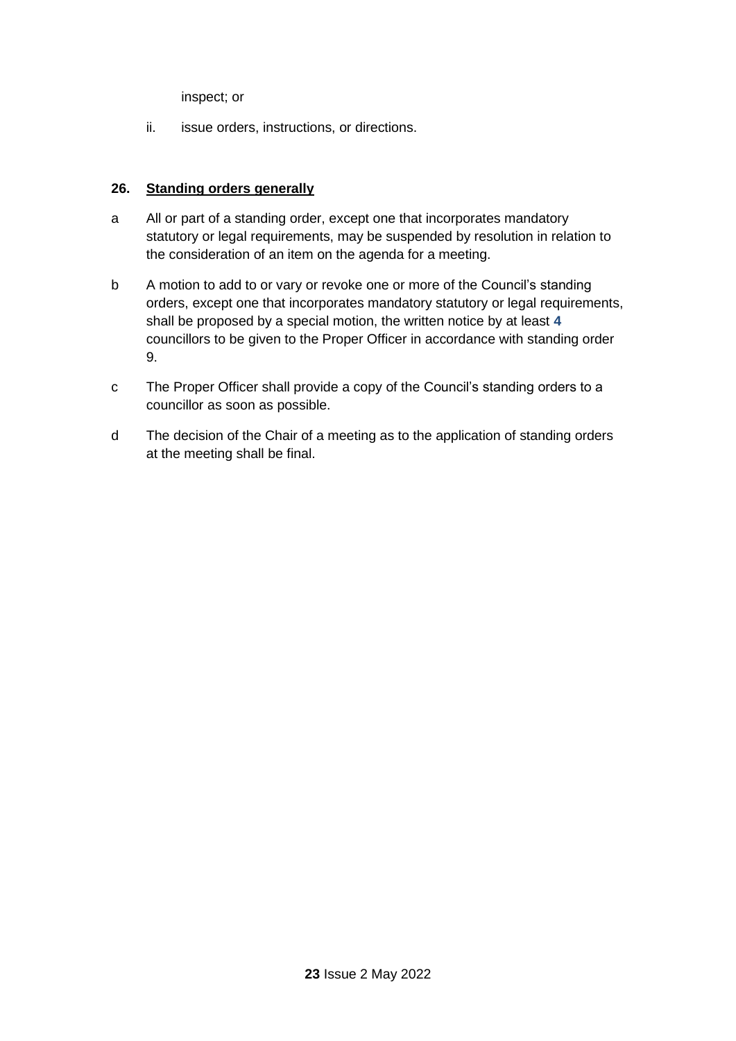inspect; or

ii. issue orders, instructions, or directions.

## 26. Standing orders generally

a All or part of a standing order, except one that incorporates mandatory statutory or legal requirements, may be suspended by resolution in relation to the consideration of an item on the agenda for a meeting.

b A motion to add to or vary or revoke one or more of the Council's standing orders, except one that incorporates mandatory statutory or legal requirements, shall be proposed by a special motion, the written notice by at least **4** councillors to be given to the Proper Officer in accordance with standing order 9.

c The Proper Officer shall provide a copy of the Council's standing orders to a councillor as soon as possible.

d The decision of the Chair of a meeting as to the application of standing orders at the meeting shall be final.